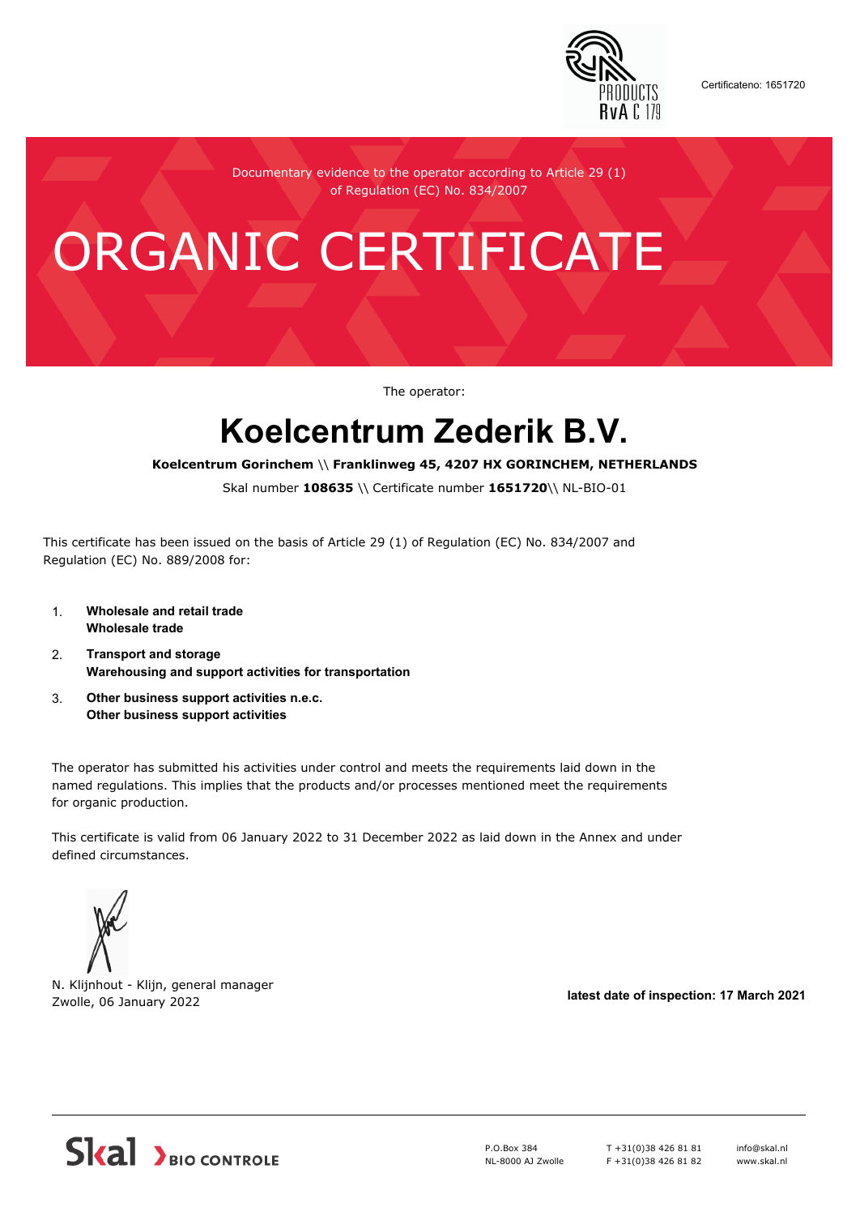Certificateno: 1651720

Documentary evidence to the operator according to Article 29 (1) of Regulation (EC) No. 834/2007

# ORGANIC CERTIFICATE

The operator:

## Koelcentrum Zederik B.V.

**Koelcentrum Gorinchem \\ Franklinweg 45, 4207 HX GORINCHEM, NETHERLANDS**

Skal number **108635** \\ Certificate number **1651720**\\ NL-BIO-01

This certificate has been issued on the basis of Article 29 (1) of Regulation (EC) No. 834/2007 and Regulation (EC) No. 889/2008 for:

1. **Wholesale and retail trade**
   **Wholesale trade**
2. **Transport and storage**
   **Warehousing and support activities for transportation**
3. **Other business support activities n.e.c.**
   **Other business support activities**

The operator has submitted his activities under control and meets the requirements laid down in the named regulations. This implies that the products and/or processes mentioned meet the requirements for organic production.

This certificate is valid from 06 January 2022 to 31 December 2022 as laid down in the Annex and under defined circumstances.

N. Klijnhout - Klijn, general manager
Zwolle, 06 January 2022

**latest date of inspection: 17 March 2021**

Skal BIO CONTROLE

P.O.Box 384
NL-8000 AJ Zwolle

T +31(0)38 426 81 81
F +31(0)38 426 81 82

info@skal.nl
www.skal.nl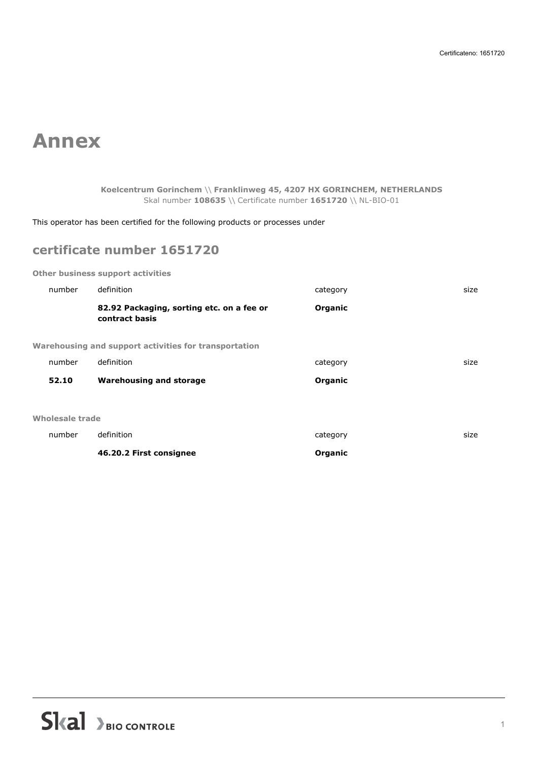# Annex

**Koelcentrum Gorinchem** \\ **Franklinweg 45, 4207 HX GORINCHEM, NETHERLANDS**
Skal number **108635** \\ Certificate number **1651720** \\ NL-BIO-01

This operator has been certified for the following products or processes under

## certificate number 1651720

**Other business support activities**

| number | definition | category | size |
|---|---|---|---|
| | **82.92 Packaging, sorting etc. on a fee or contract basis** | **Organic** | |

**Warehousing and support activities for transportation**

| number | definition | category | size |
|---|---|---|---|
| **52.10** | **Warehousing and storage** | **Organic** | |

**Wholesale trade**

| number | definition | category | size |
|---|---|---|---|
| | **46.20.2 First consignee** | **Organic** | |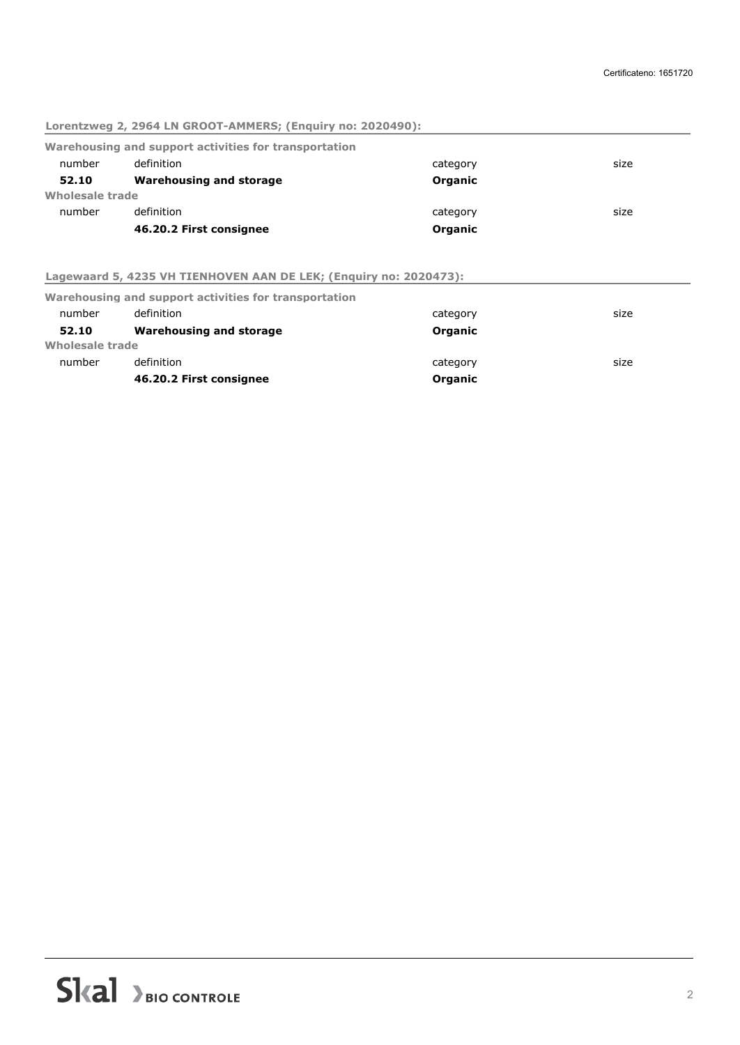Certificateno: 1651720

### Lorentzweg 2, 2964 LN GROOT-AMMERS; (Enquiry no: 2020490):

**Warehousing and support activities for transportation**

| number | definition | category | size |
|---|---|---|---|
| **52.10** | **Warehousing and storage** | **Organic** | |

**Wholesale trade**

| number | definition | category | size |
|---|---|---|---|
| | **46.20.2 First consignee** | **Organic** | |

### Lagewaard 5, 4235 VH TIENHOVEN AAN DE LEK; (Enquiry no: 2020473):

**Warehousing and support activities for transportation**

| number | definition | category | size |
|---|---|---|---|
| **52.10** | **Warehousing and storage** | **Organic** | |

**Wholesale trade**

| number | definition | category | size |
|---|---|---|---|
| | **46.20.2 First consignee** | **Organic** | |

Skal BIO CONTROLE